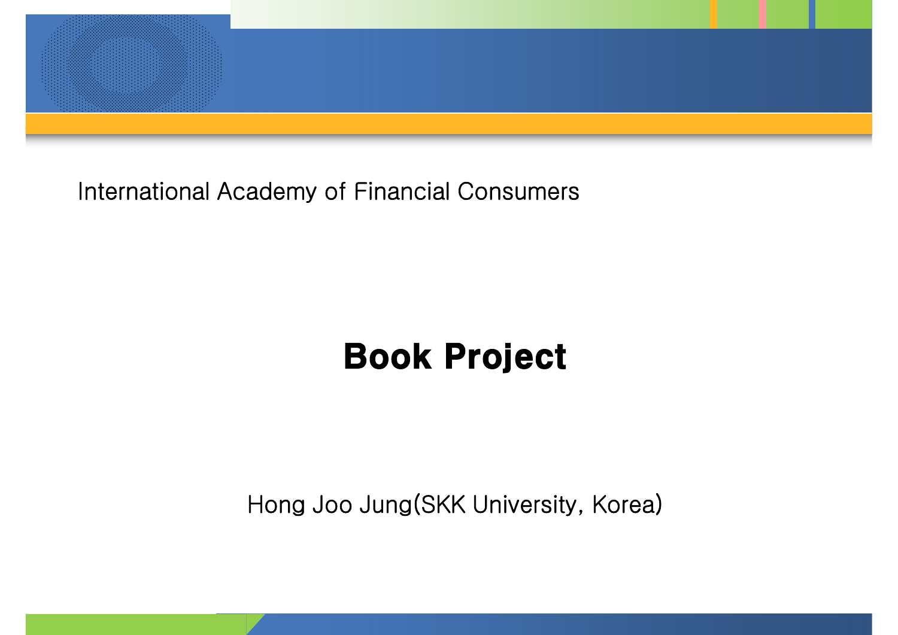International Academy of Financial Consumers

# Book Project

Hong Joo Jung(SKK University, Korea)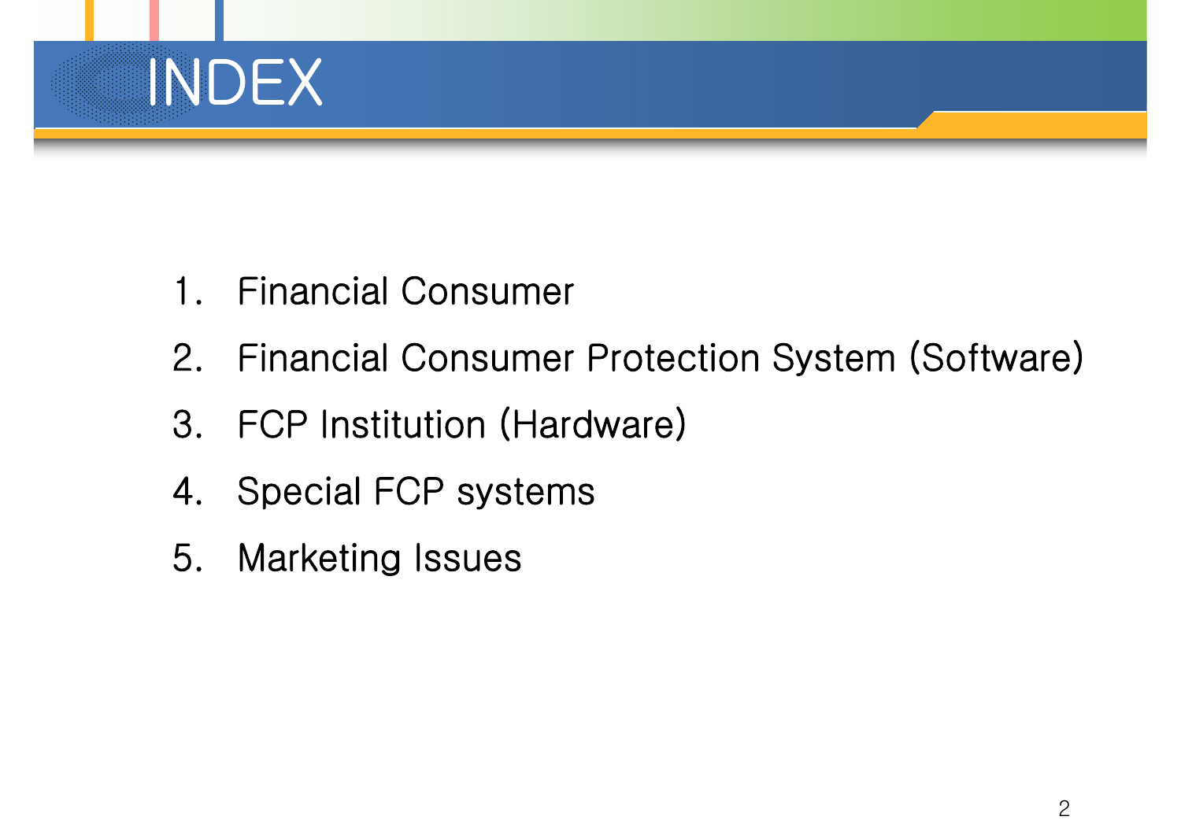# INDEX

1. Financial Consumer
2. Financial Consumer Protection System (Software)
3. FCP Institution (Hardware)
4. Special FCP systems
5. Marketing Issues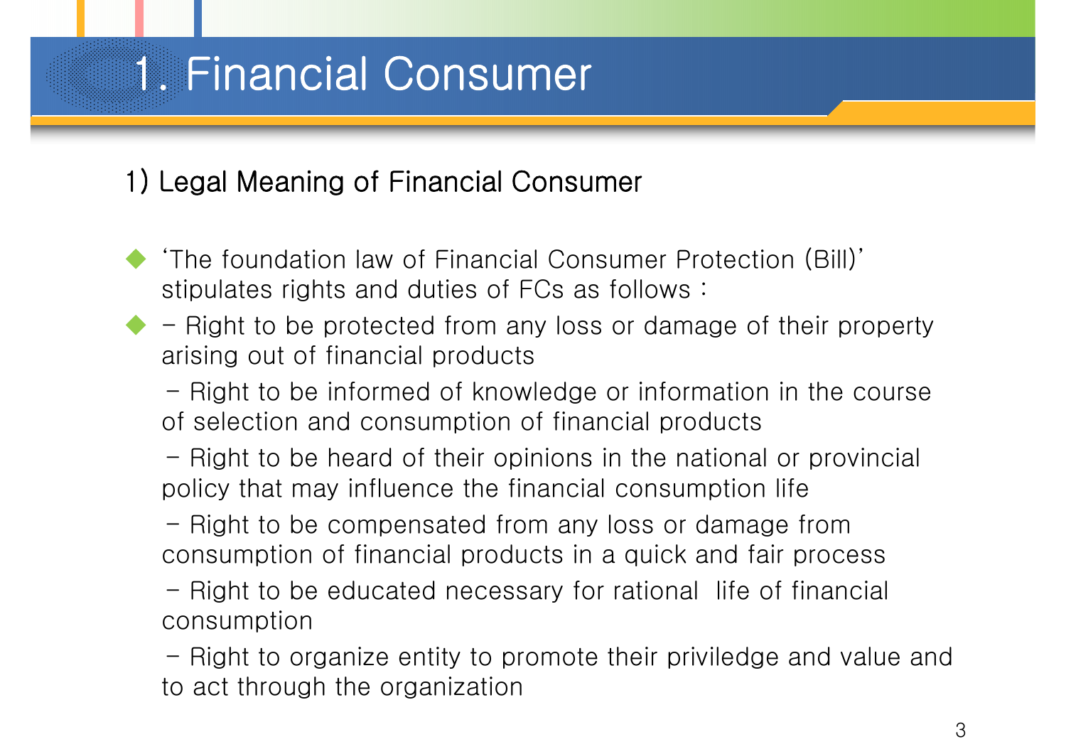# 1. Financial Consumer

## 1) Legal Meaning of Financial Consumer

- 'The foundation law of Financial Consumer Protection (Bill)' stipulates rights and duties of FCs as follows :
- \- Right to be protected from any loss or damage of their property arising out of financial products

  \- Right to be informed of knowledge or information in the course of selection and consumption of financial products

  \- Right to be heard of their opinions in the national or provincial policy that may influence the financial consumption life

  \- Right to be compensated from any loss or damage from consumption of financial products in a quick and fair process

  \- Right to be educated necessary for rational life of financial consumption

  \- Right to organize entity to promote their priviledge and value and to act through the organization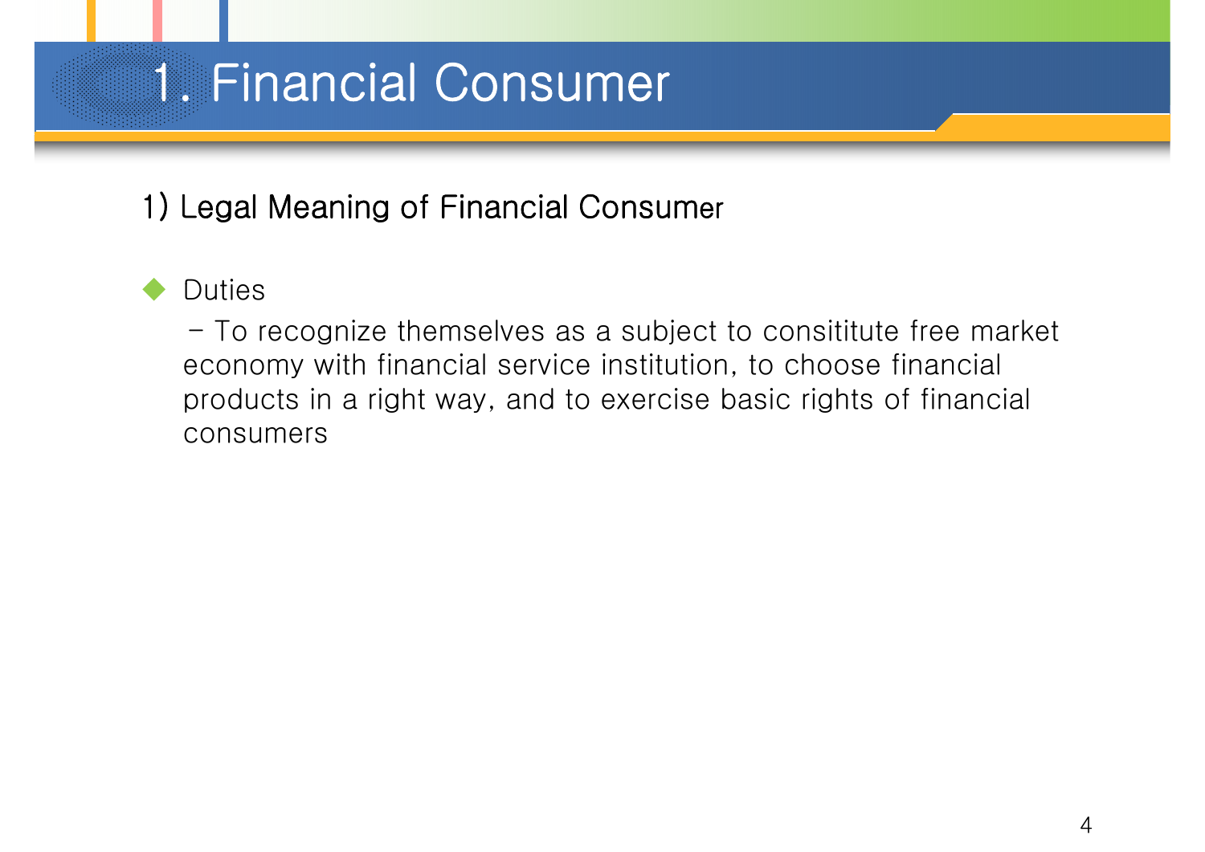# 1. Financial Consumer

## 1) Legal Meaning of Financial Consumer

- Duties

  - To recognize themselves as a subject to consititute free market economy with financial service institution, to choose financial products in a right way, and to exercise basic rights of financial consumers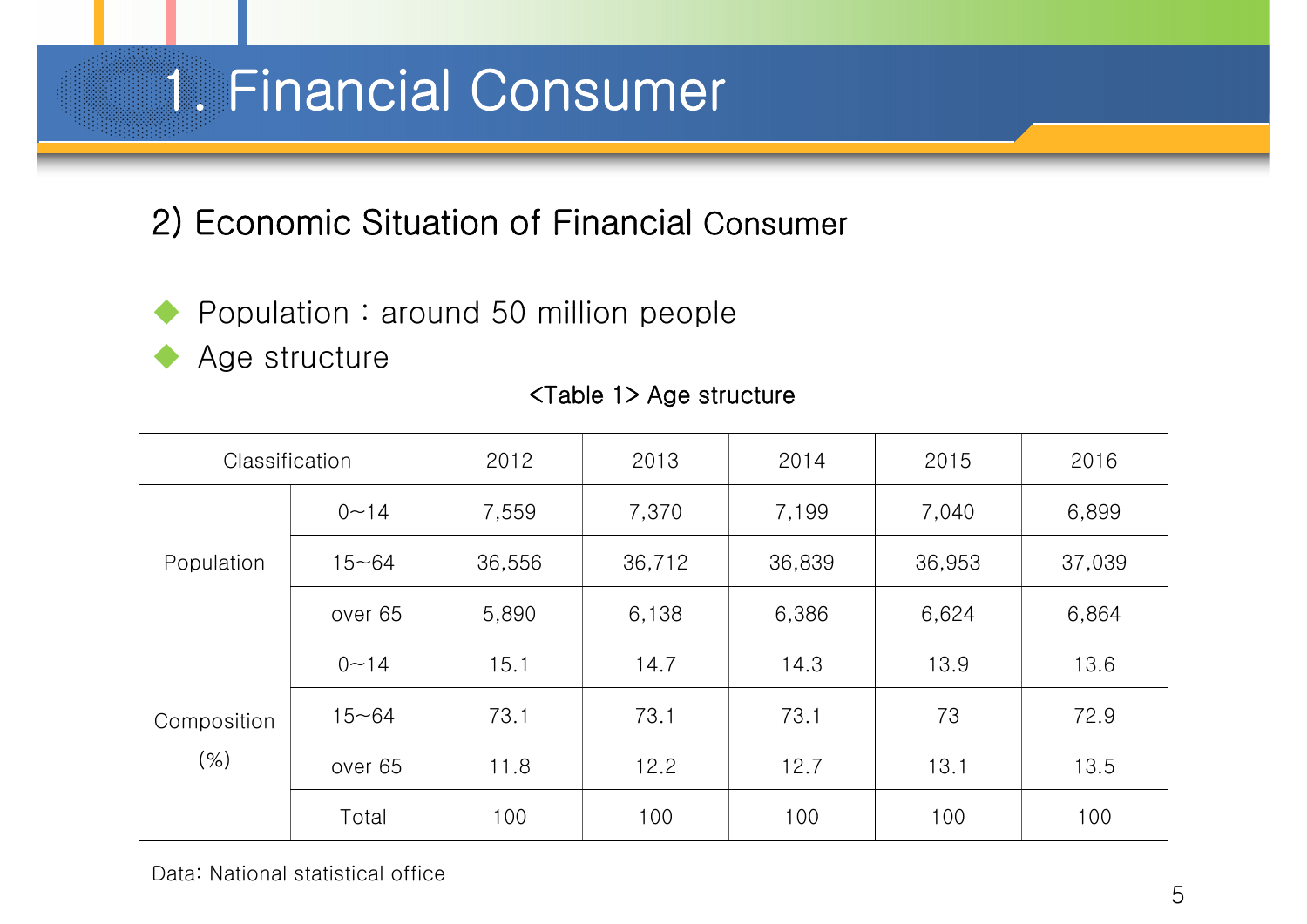# 1. Financial Consumer

## 2) Economic Situation of Financial Consumer

- Population : around 50 million people
- Age structure

<Table 1> Age structure

| Classification | | 2012 | 2013 | 2014 | 2015 | 2016 |
|---|---|---|---|---|---|---|
| Population | 0~14 | 7,559 | 7,370 | 7,199 | 7,040 | 6,899 |
| | 15~64 | 36,556 | 36,712 | 36,839 | 36,953 | 37,039 |
| | over 65 | 5,890 | 6,138 | 6,386 | 6,624 | 6,864 |
| Composition (%) | 0~14 | 15.1 | 14.7 | 14.3 | 13.9 | 13.6 |
| | 15~64 | 73.1 | 73.1 | 73.1 | 73 | 72.9 |
| | over 65 | 11.8 | 12.2 | 12.7 | 13.1 | 13.5 |
| | Total | 100 | 100 | 100 | 100 | 100 |

Data: National statistical office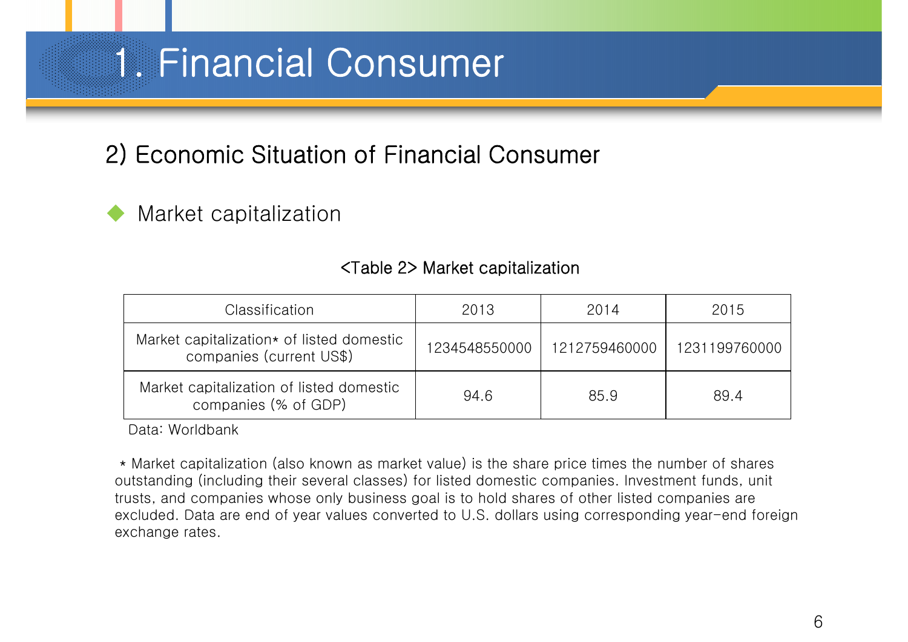# 1. Financial Consumer

## 2) Economic Situation of Financial Consumer

◆ Market capitalization

<Table 2> Market capitalization

| Classification | 2013 | 2014 | 2015 |
| --- | --- | --- | --- |
| Market capitalization* of listed domestic companies (current US$) | 1234548550000 | 1212759460000 | 1231199760000 |
| Market capitalization of listed domestic companies (% of GDP) | 94.6 | 85.9 | 89.4 |

Data: Worldbank

* Market capitalization (also known as market value) is the share price times the number of shares outstanding (including their several classes) for listed domestic companies. Investment funds, unit trusts, and companies whose only business goal is to hold shares of other listed companies are excluded. Data are end of year values converted to U.S. dollars using corresponding year-end foreign exchange rates.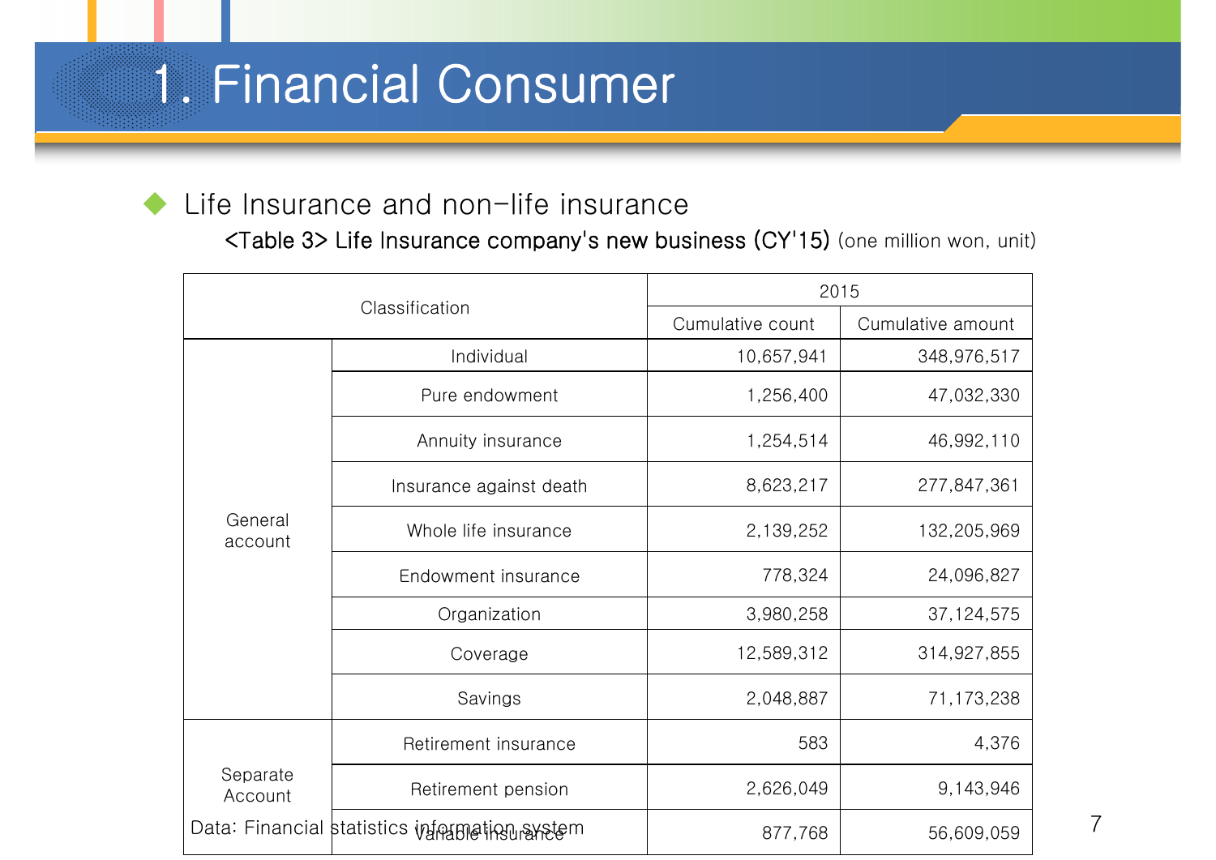# 1. Financial Consumer

- Life Insurance and non-life insurance

<Table 3> Life Insurance company's new business (CY'15) (one million won, unit)

| Classification | | 2015 | |
|---|---|---|---|
| | | Cumulative count | Cumulative amount |
| General account | Individual | 10,657,941 | 348,976,517 |
| | Pure endowment | 1,256,400 | 47,032,330 |
| | Annuity insurance | 1,254,514 | 46,992,110 |
| | Insurance against death | 8,623,217 | 277,847,361 |
| | Whole life insurance | 2,139,252 | 132,205,969 |
| | Endowment insurance | 778,324 | 24,096,827 |
| | Organization | 3,980,258 | 37,124,575 |
| | Coverage | 12,589,312 | 314,927,855 |
| | Savings | 2,048,887 | 71,173,238 |
| Separate Account | Retirement insurance | 583 | 4,376 |
| | Retirement pension | 2,626,049 | 9,143,946 |
| | Variable insurance | 877,768 | 56,609,059 |

Data: Financial statistics information system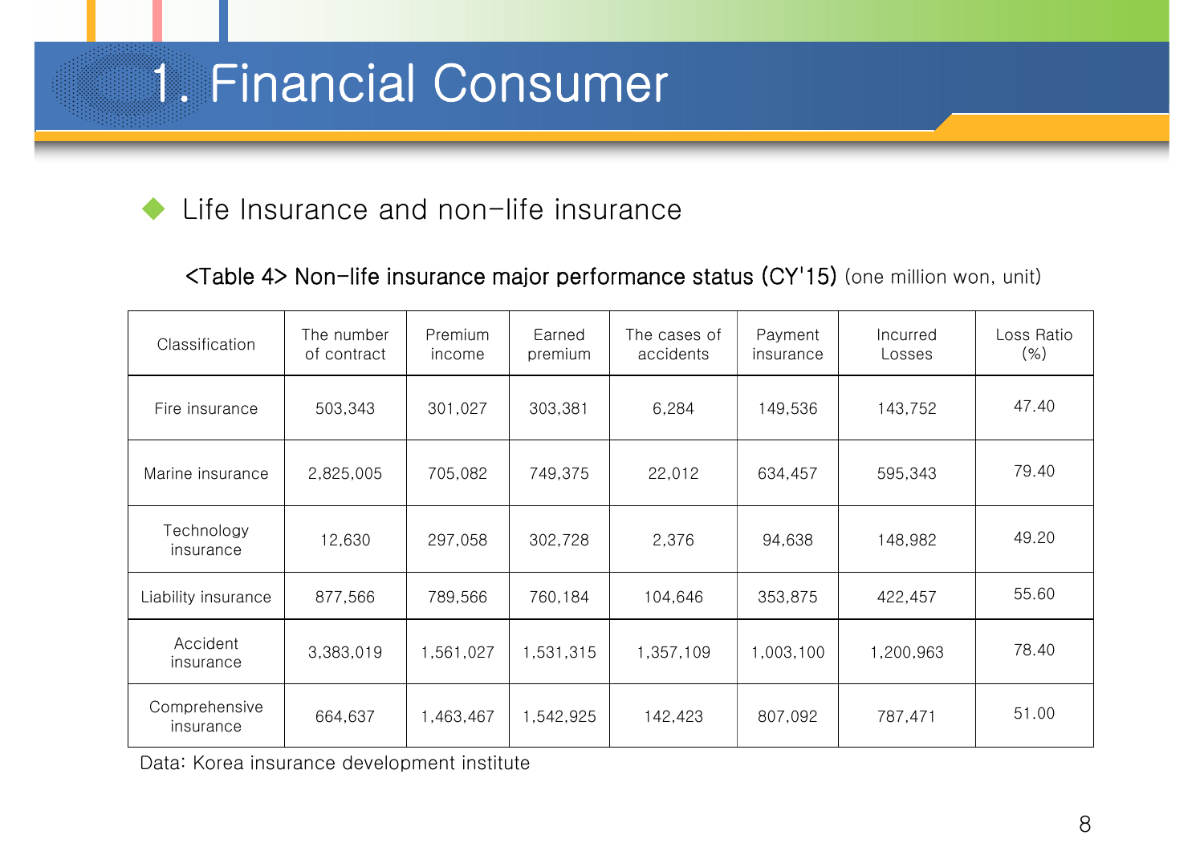# 1. Financial Consumer

- Life Insurance and non-life insurance

<Table 4> Non-life insurance major performance status (CY'15) (one million won, unit)

| Classification | The number of contract | Premium income | Earned premium | The cases of accidents | Payment insurance | Incurred Losses | Loss Ratio (%) |
|---|---|---|---|---|---|---|---|
| Fire insurance | 503,343 | 301,027 | 303,381 | 6,284 | 149,536 | 143,752 | 47.40 |
| Marine insurance | 2,825,005 | 705,082 | 749,375 | 22,012 | 634,457 | 595,343 | 79.40 |
| Technology insurance | 12,630 | 297,058 | 302,728 | 2,376 | 94,638 | 148,982 | 49.20 |
| Liability insurance | 877,566 | 789,566 | 760,184 | 104,646 | 353,875 | 422,457 | 55.60 |
| Accident insurance | 3,383,019 | 1,561,027 | 1,531,315 | 1,357,109 | 1,003,100 | 1,200,963 | 78.40 |
| Comprehensive insurance | 664,637 | 1,463,467 | 1,542,925 | 142,423 | 807,092 | 787,471 | 51.00 |

Data: Korea insurance development institute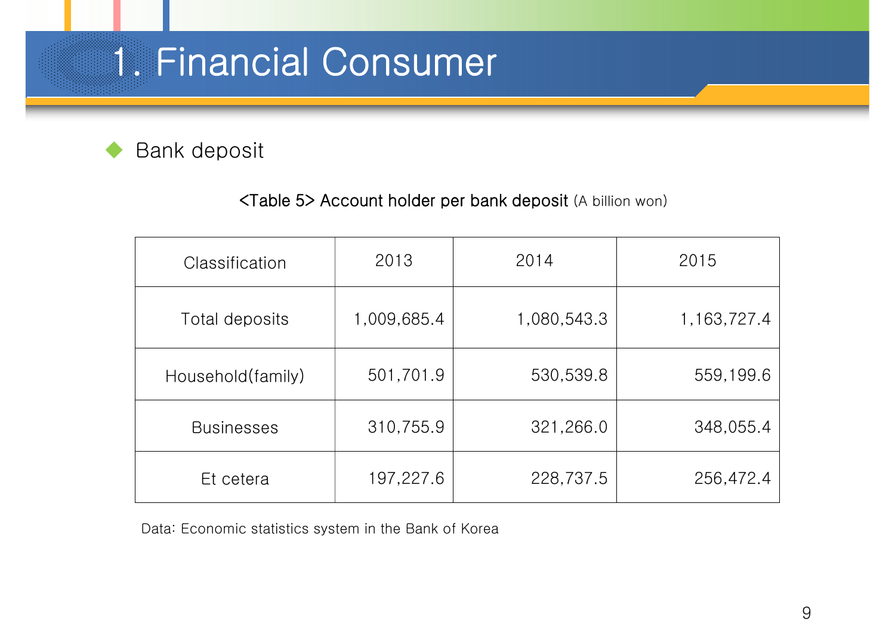# 1. Financial Consumer

- Bank deposit

<Table 5> Account holder per bank deposit (A billion won)

| Classification | 2013 | 2014 | 2015 |
|---|---|---|---|
| Total deposits | 1,009,685.4 | 1,080,543.3 | 1,163,727.4 |
| Household(family) | 501,701.9 | 530,539.8 | 559,199.6 |
| Businesses | 310,755.9 | 321,266.0 | 348,055.4 |
| Et cetera | 197,227.6 | 228,737.5 | 256,472.4 |

Data: Economic statistics system in the Bank of Korea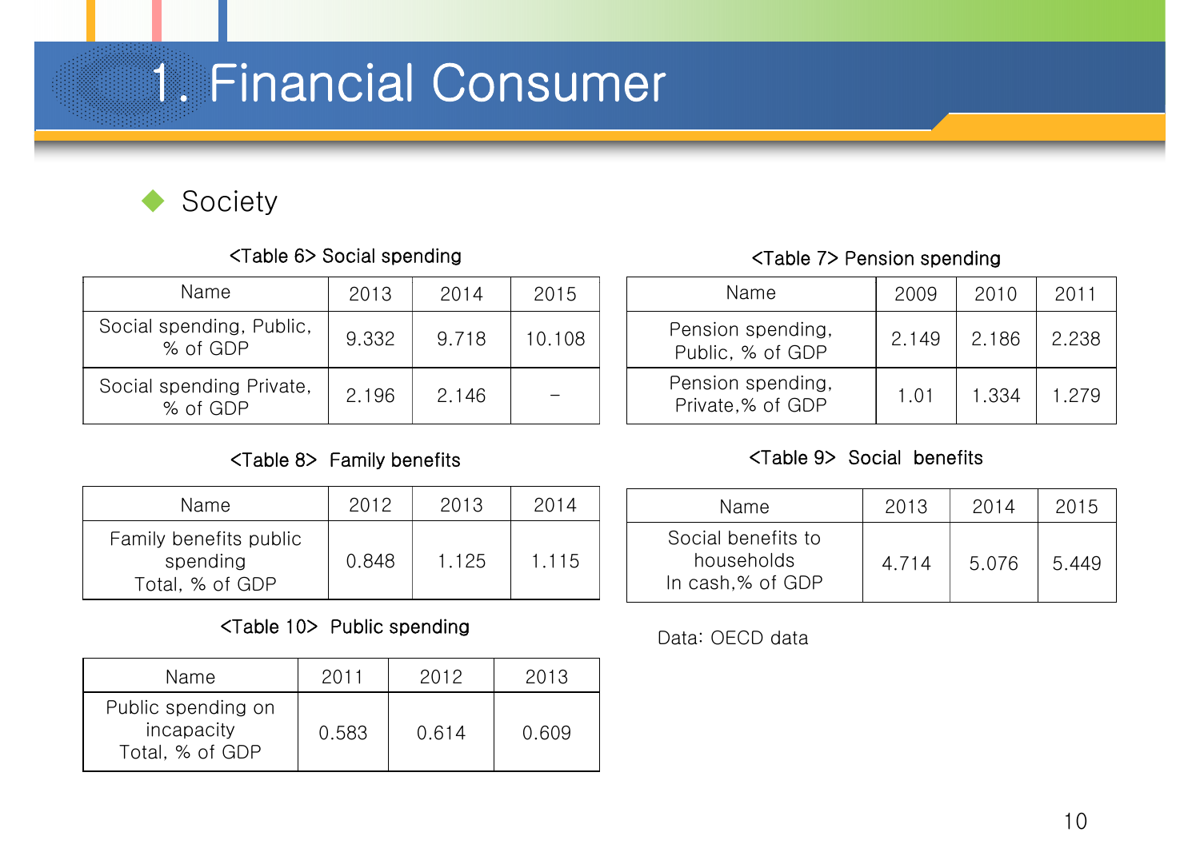# 1. Financial Consumer

◆ Society

<Table 6> Social spending

| Name | 2013 | 2014 | 2015 |
| --- | --- | --- | --- |
| Social spending, Public, % of GDP | 9.332 | 9.718 | 10.108 |
| Social spending Private, % of GDP | 2.196 | 2.146 | – |

<Table 7> Pension spending

| Name | 2009 | 2010 | 2011 |
| --- | --- | --- | --- |
| Pension spending, Public, % of GDP | 2.149 | 2.186 | 2.238 |
| Pension spending, Private,% of GDP | 1.01 | 1.334 | 1.279 |

<Table 8> Family benefits

| Name | 2012 | 2013 | 2014 |
| --- | --- | --- | --- |
| Family benefits public spending Total, % of GDP | 0.848 | 1.125 | 1.115 |

<Table 9> Social benefits

| Name | 2013 | 2014 | 2015 |
| --- | --- | --- | --- |
| Social benefits to households In cash,% of GDP | 4.714 | 5.076 | 5.449 |

<Table 10> Public spending

| Name | 2011 | 2012 | 2013 |
| --- | --- | --- | --- |
| Public spending on incapacity Total, % of GDP | 0.583 | 0.614 | 0.609 |

Data: OECD data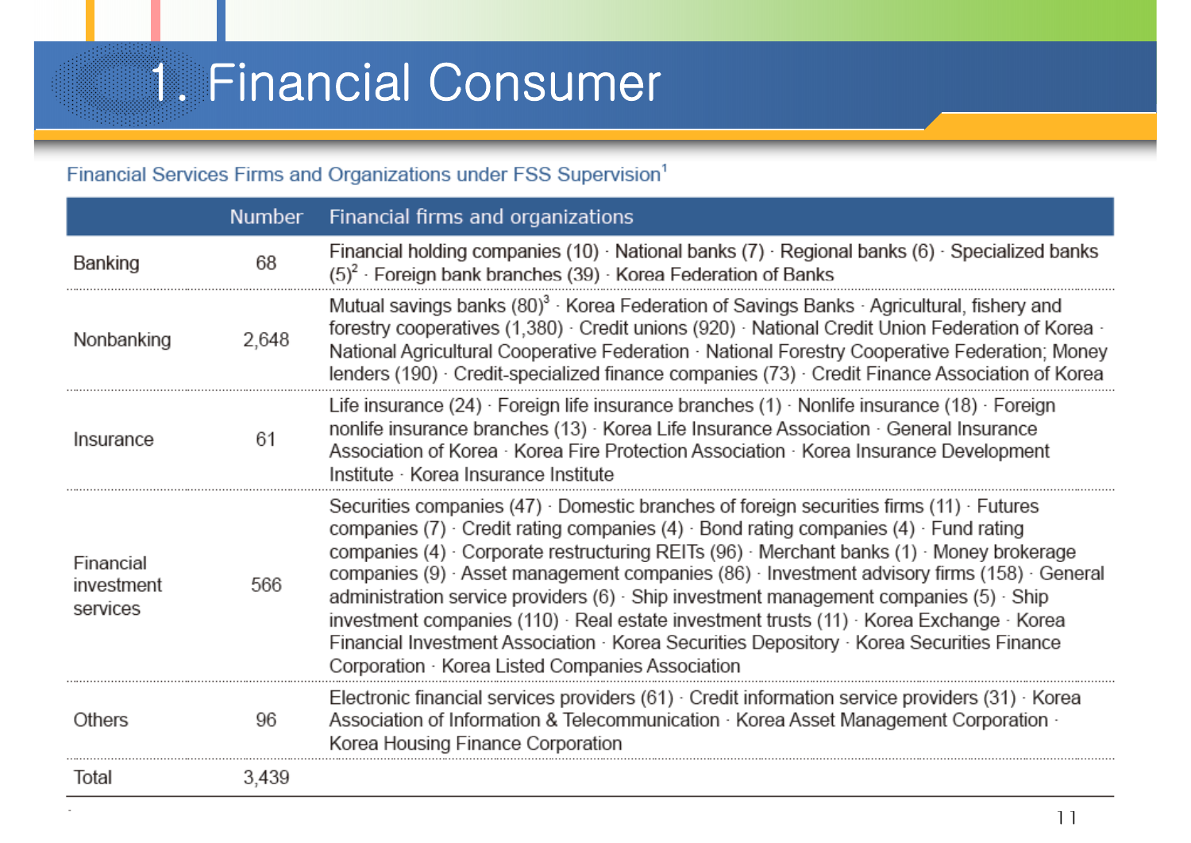# 1. Financial Consumer

Financial Services Firms and Organizations under FSS Supervision[1]

| | Number | Financial firms and organizations |
|---|---|---|
| Banking | 68 | Financial holding companies (10) · National banks (7) · Regional banks (6) · Specialized banks (5)[2] · Foreign bank branches (39) · Korea Federation of Banks |
| Nonbanking | 2,648 | Mutual savings banks (80)[3] · Korea Federation of Savings Banks · Agricultural, fishery and forestry cooperatives (1,380) · Credit unions (920) · National Credit Union Federation of Korea · National Agricultural Cooperative Federation · National Forestry Cooperative Federation; Money lenders (190) · Credit-specialized finance companies (73) · Credit Finance Association of Korea |
| Insurance | 61 | Life insurance (24) · Foreign life insurance branches (1) · Nonlife insurance (18) · Foreign nonlife insurance branches (13) · Korea Life Insurance Association · General Insurance Association of Korea · Korea Fire Protection Association · Korea Insurance Development Institute · Korea Insurance Institute |
| Financial investment services | 566 | Securities companies (47) · Domestic branches of foreign securities firms (11) · Futures companies (7) · Credit rating companies (4) · Bond rating companies (4) · Fund rating companies (4) · Corporate restructuring REITs (96) · Merchant banks (1) · Money brokerage companies (9) · Asset management companies (86) · Investment advisory firms (158) · General administration service providers (6) · Ship investment management companies (5) · Ship investment companies (110) · Real estate investment trusts (11) · Korea Exchange · Korea Financial Investment Association · Korea Securities Depository · Korea Securities Finance Corporation · Korea Listed Companies Association |
| Others | 96 | Electronic financial services providers (61) · Credit information service providers (31) · Korea Association of Information & Telecommunication · Korea Asset Management Corporation · Korea Housing Finance Corporation |
| Total | 3,439 | |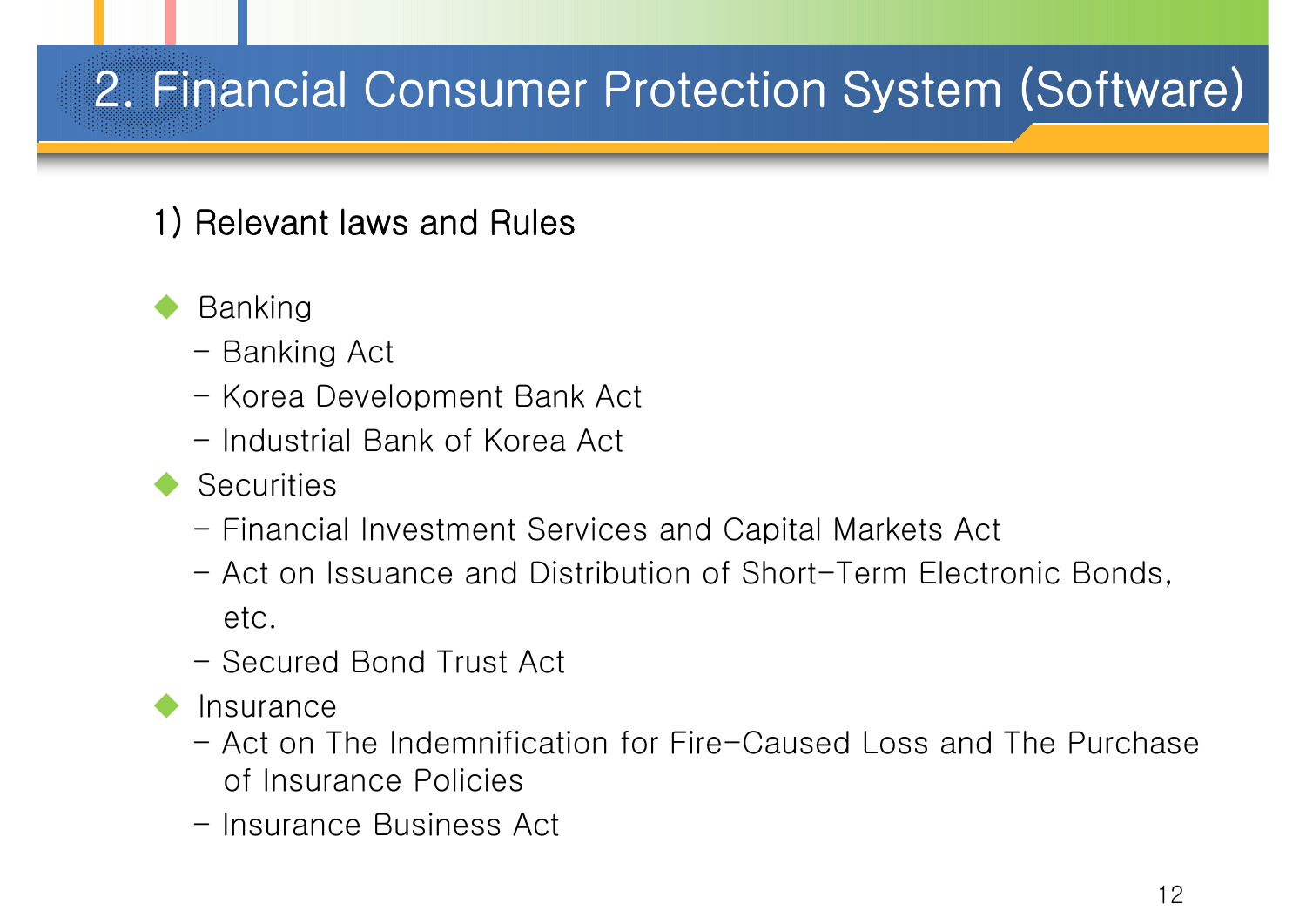# 2. Financial Consumer Protection System (Software)

## 1) Relevant laws and Rules

- Banking
  - Banking Act
  - Korea Development Bank Act
  - Industrial Bank of Korea Act
- Securities
  - Financial Investment Services and Capital Markets Act
  - Act on Issuance and Distribution of Short-Term Electronic Bonds, etc.
  - Secured Bond Trust Act
- Insurance
  - Act on The Indemnification for Fire-Caused Loss and The Purchase of Insurance Policies
  - Insurance Business Act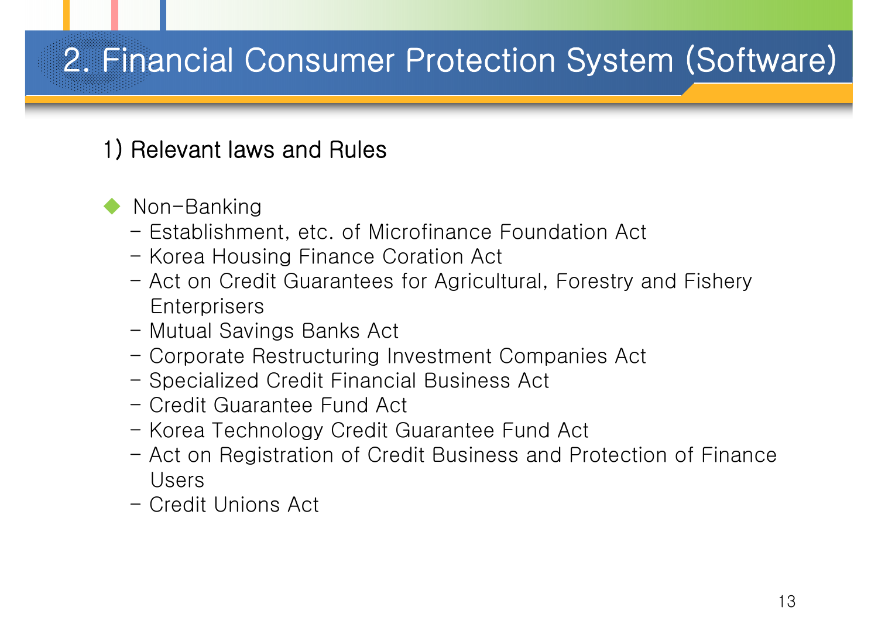# 2. Financial Consumer Protection System (Software)

## 1) Relevant laws and Rules

- Non-Banking
  - Establishment, etc. of Microfinance Foundation Act
  - Korea Housing Finance Coration Act
  - Act on Credit Guarantees for Agricultural, Forestry and Fishery Enterprisers
  - Mutual Savings Banks Act
  - Corporate Restructuring Investment Companies Act
  - Specialized Credit Financial Business Act
  - Credit Guarantee Fund Act
  - Korea Technology Credit Guarantee Fund Act
  - Act on Registration of Credit Business and Protection of Finance Users
  - Credit Unions Act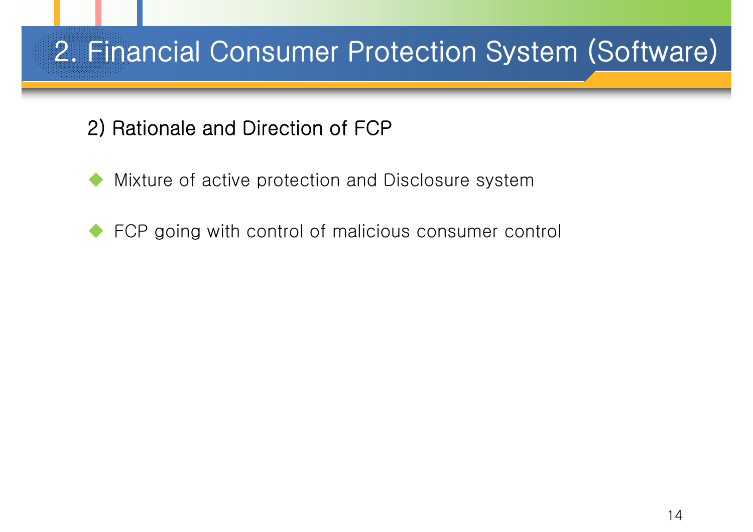# 2. Financial Consumer Protection System (Software)

## 2) Rationale and Direction of FCP

- Mixture of active protection and Disclosure system
- FCP going with control of malicious consumer control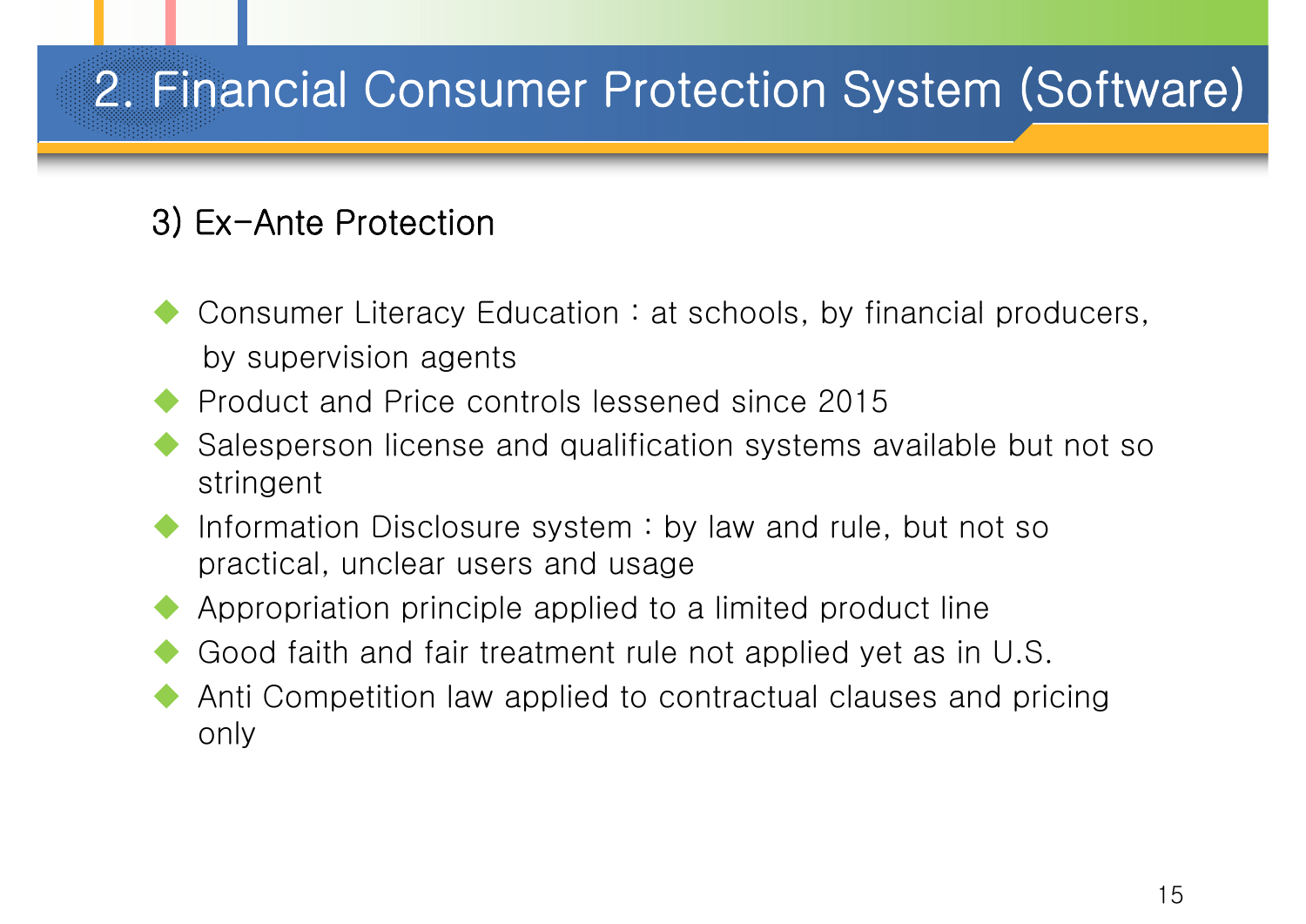# 2. Financial Consumer Protection System (Software)

## 3) Ex-Ante Protection

- Consumer Literacy Education : at schools, by financial producers, by supervision agents
- Product and Price controls lessened since 2015
- Salesperson license and qualification systems available but not so stringent
- Information Disclosure system : by law and rule, but not so practical, unclear users and usage
- Appropriation principle applied to a limited product line
- Good faith and fair treatment rule not applied yet as in U.S.
- Anti Competition law applied to contractual clauses and pricing only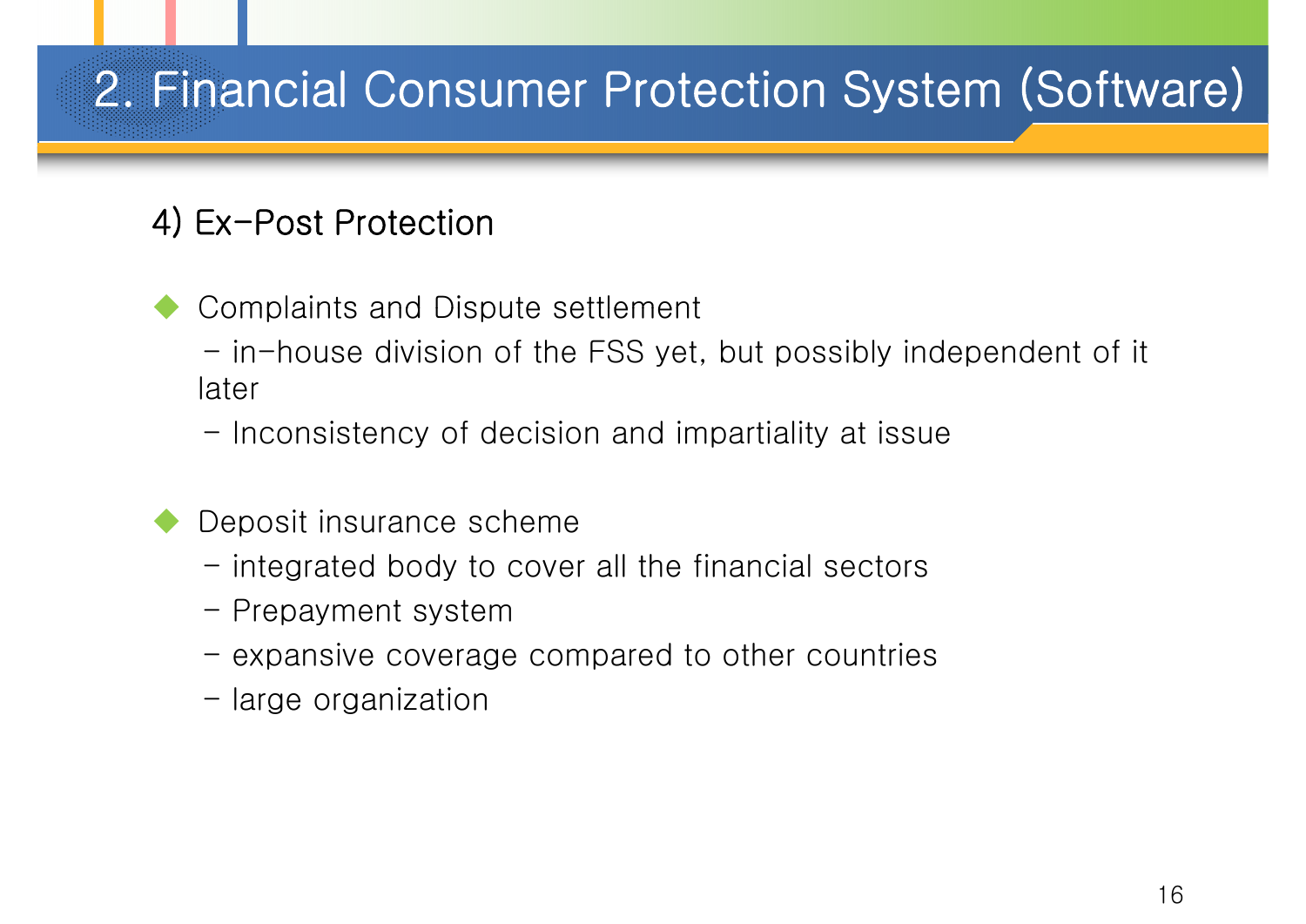# 2. Financial Consumer Protection System (Software)

## 4) Ex-Post Protection

- Complaints and Dispute settlement
  - in-house division of the FSS yet, but possibly independent of it later
  - Inconsistency of decision and impartiality at issue

- Deposit insurance scheme
  - integrated body to cover all the financial sectors
  - Prepayment system
  - expansive coverage compared to other countries
  - large organization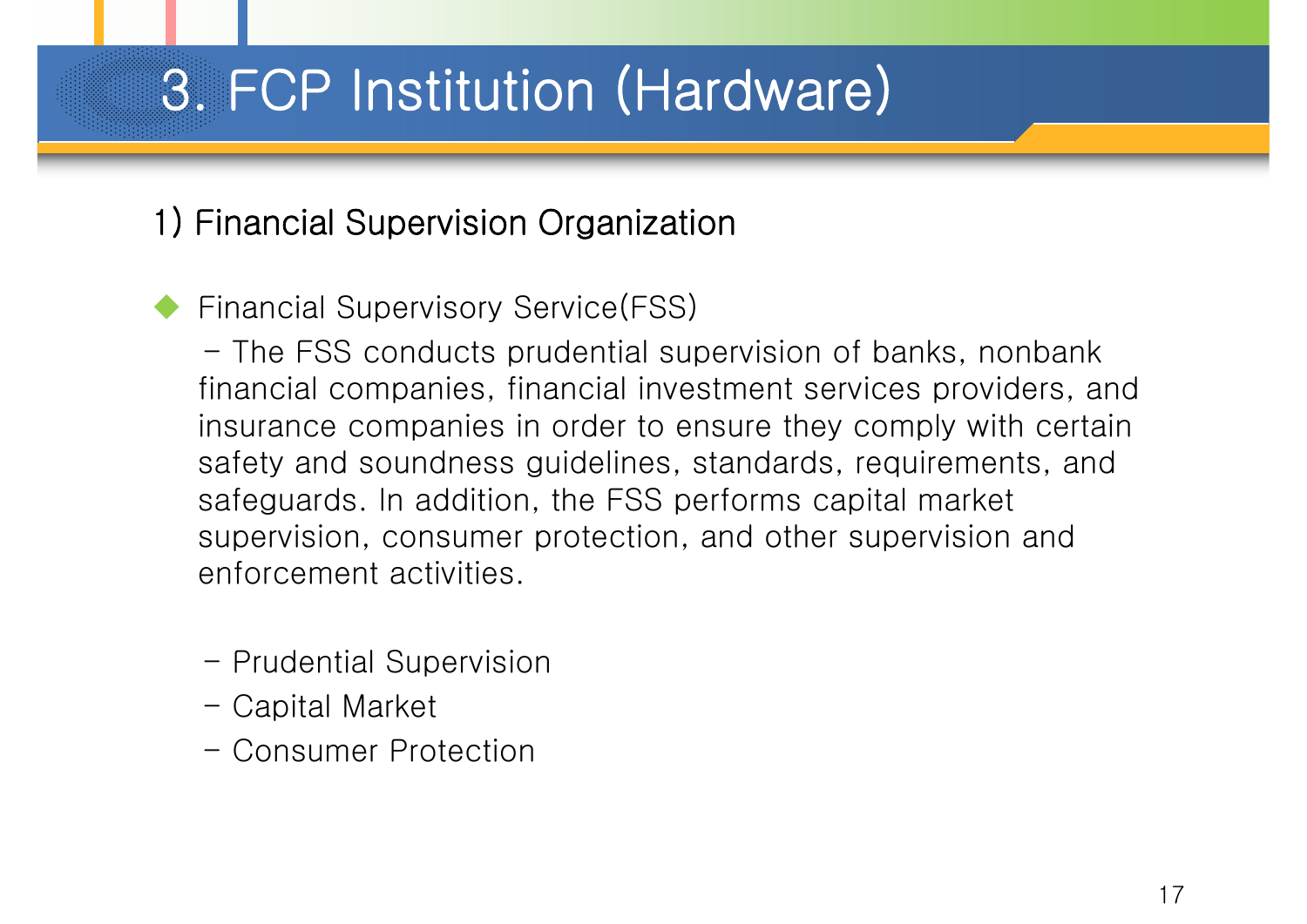# 3. FCP Institution (Hardware)

## 1) Financial Supervision Organization

- Financial Supervisory Service(FSS)

  - The FSS conducts prudential supervision of banks, nonbank financial companies, financial investment services providers, and insurance companies in order to ensure they comply with certain safety and soundness guidelines, standards, requirements, and safeguards. In addition, the FSS performs capital market supervision, consumer protection, and other supervision and enforcement activities.

  - Prudential Supervision
  - Capital Market
  - Consumer Protection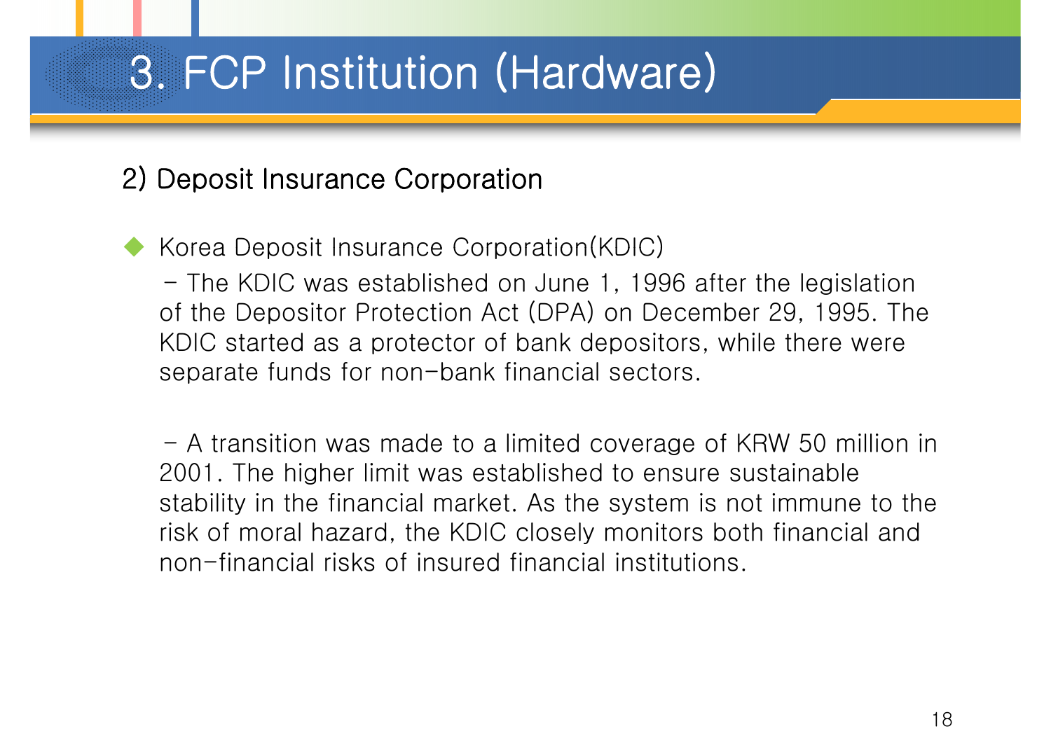# 3. FCP Institution (Hardware)

## 2) Deposit Insurance Corporation

- Korea Deposit Insurance Corporation(KDIC)

  - The KDIC was established on June 1, 1996 after the legislation of the Depositor Protection Act (DPA) on December 29, 1995. The KDIC started as a protector of bank depositors, while there were separate funds for non-bank financial sectors.

  - A transition was made to a limited coverage of KRW 50 million in 2001. The higher limit was established to ensure sustainable stability in the financial market. As the system is not immune to the risk of moral hazard, the KDIC closely monitors both financial and non-financial risks of insured financial institutions.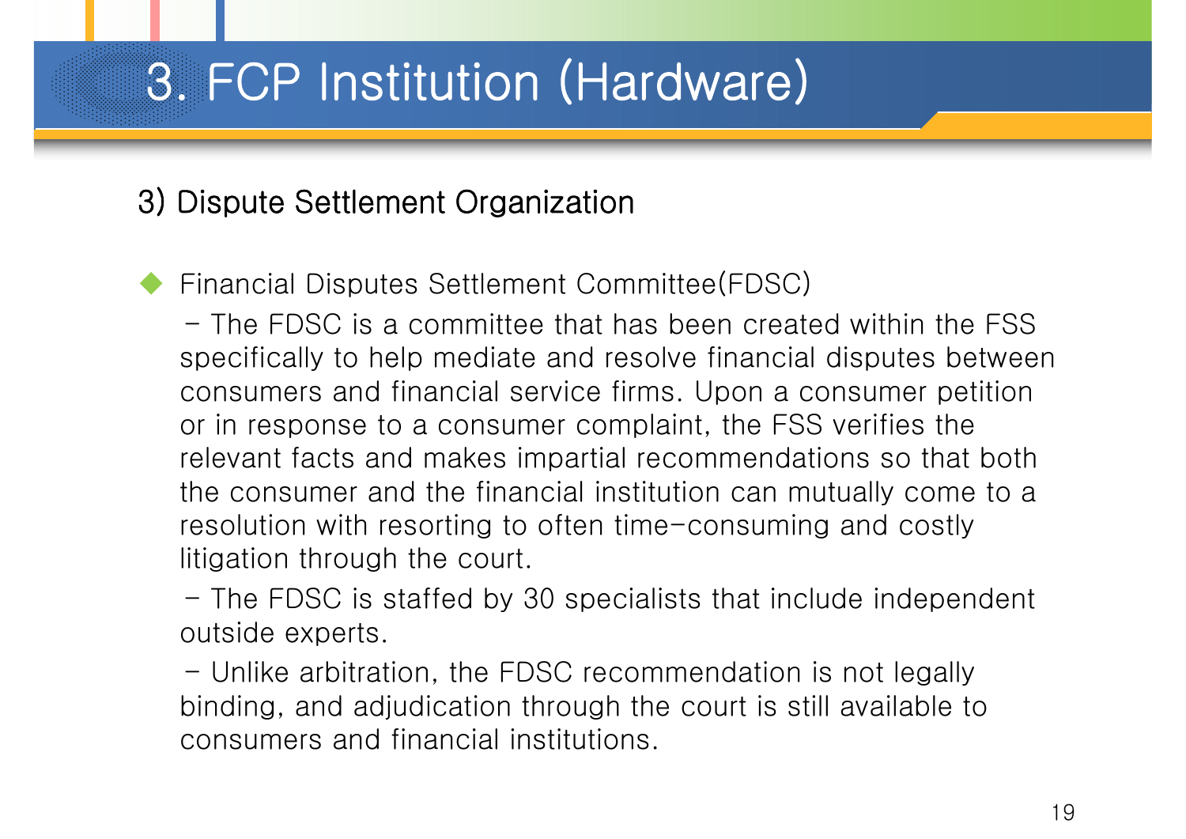# 3. FCP Institution (Hardware)

## 3) Dispute Settlement Organization

- Financial Disputes Settlement Committee(FDSC)

  - The FDSC is a committee that has been created within the FSS specifically to help mediate and resolve financial disputes between consumers and financial service firms. Upon a consumer petition or in response to a consumer complaint, the FSS verifies the relevant facts and makes impartial recommendations so that both the consumer and the financial institution can mutually come to a resolution with resorting to often time-consuming and costly litigation through the court.

  - The FDSC is staffed by 30 specialists that include independent outside experts.

  - Unlike arbitration, the FDSC recommendation is not legally binding, and adjudication through the court is still available to consumers and financial institutions.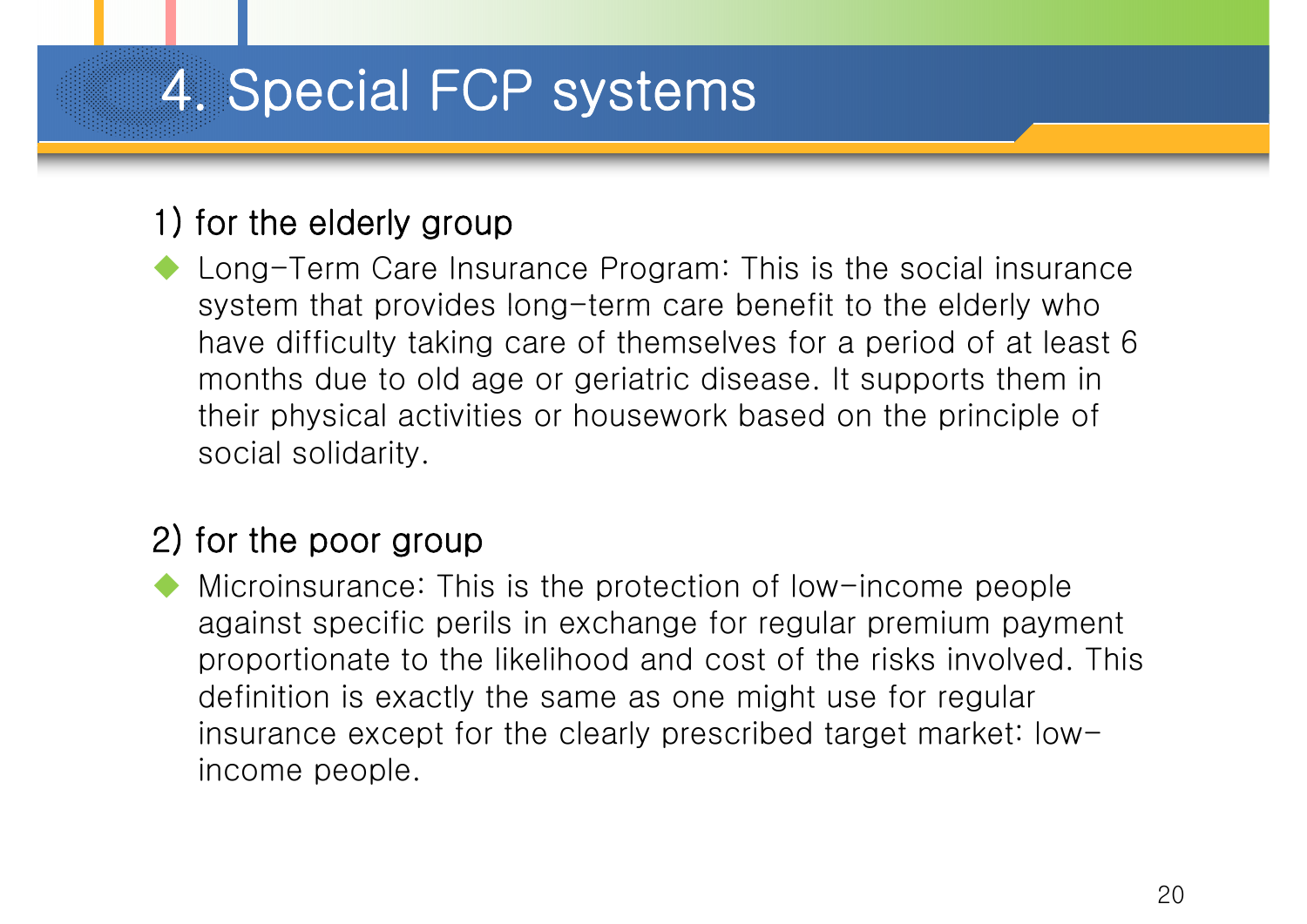# 4. Special FCP systems

## 1) for the elderly group

- Long-Term Care Insurance Program: This is the social insurance system that provides long-term care benefit to the elderly who have difficulty taking care of themselves for a period of at least 6 months due to old age or geriatric disease. It supports them in their physical activities or housework based on the principle of social solidarity.

## 2) for the poor group

- Microinsurance: This is the protection of low-income people against specific perils in exchange for regular premium payment proportionate to the likelihood and cost of the risks involved. This definition is exactly the same as one might use for regular insurance except for the clearly prescribed target market: low-income people.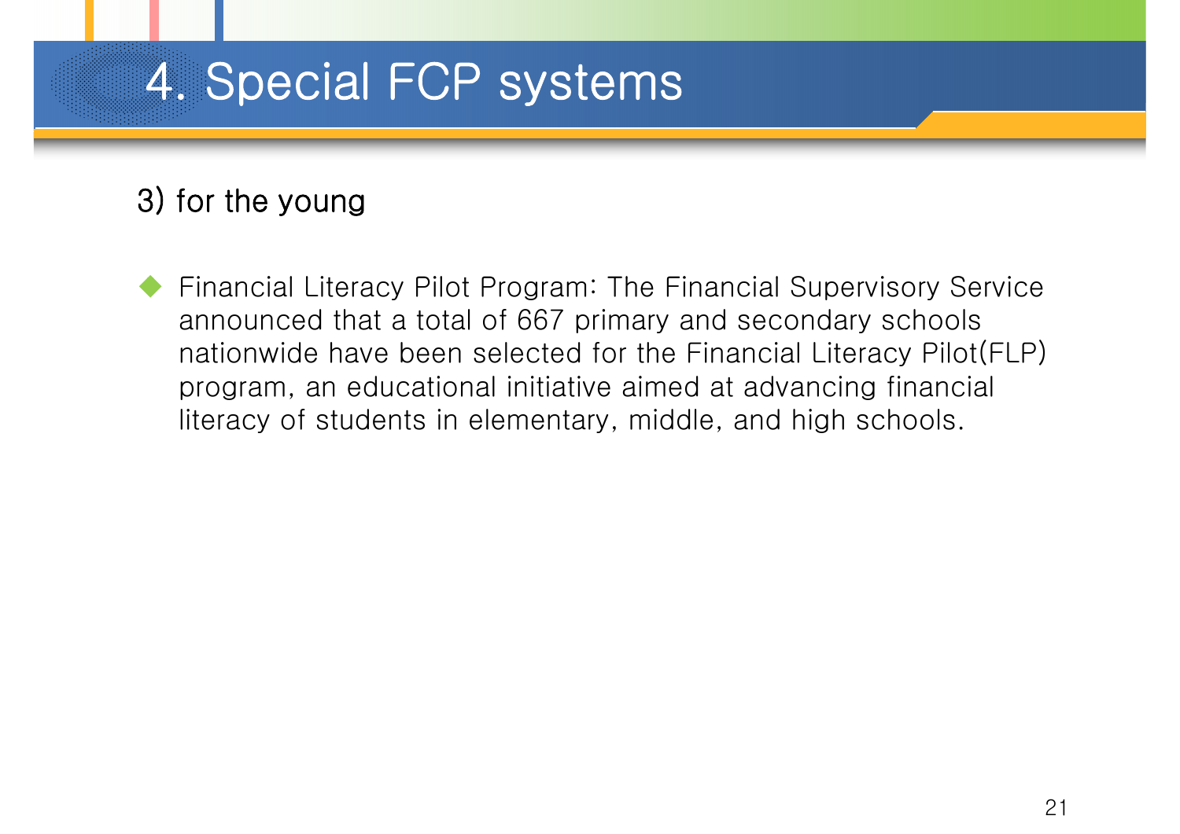# 4. Special FCP systems

## 3) for the young

- Financial Literacy Pilot Program: The Financial Supervisory Service announced that a total of 667 primary and secondary schools nationwide have been selected for the Financial Literacy Pilot(FLP) program, an educational initiative aimed at advancing financial literacy of students in elementary, middle, and high schools.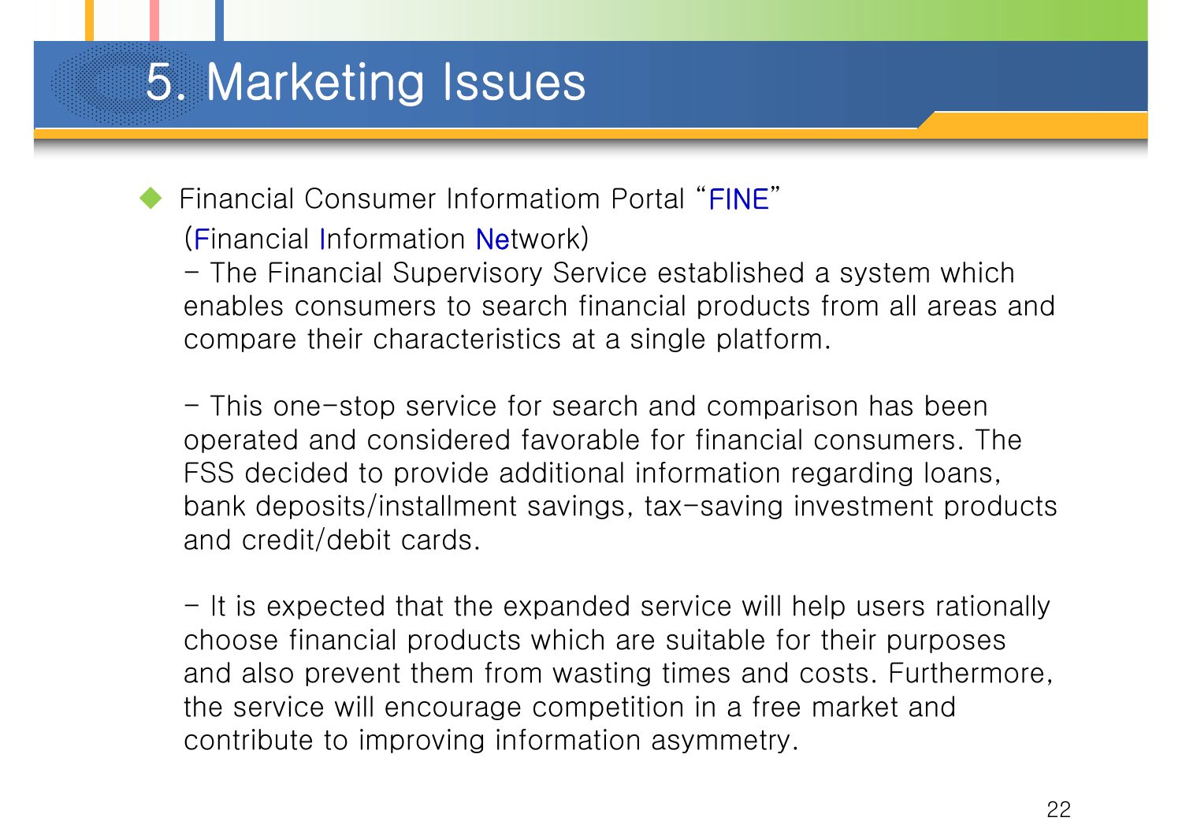# 5. Marketing Issues

- Financial Consumer Informatiom Portal "FINE"

  (Financial Information Network)

  - The Financial Supervisory Service established a system which enables consumers to search financial products from all areas and compare their characteristics at a single platform.

  - This one-stop service for search and comparison has been operated and considered favorable for financial consumers. The FSS decided to provide additional information regarding loans, bank deposits/installment savings, tax-saving investment products and credit/debit cards.

  - It is expected that the expanded service will help users rationally choose financial products which are suitable for their purposes and also prevent them from wasting times and costs. Furthermore, the service will encourage competition in a free market and contribute to improving information asymmetry.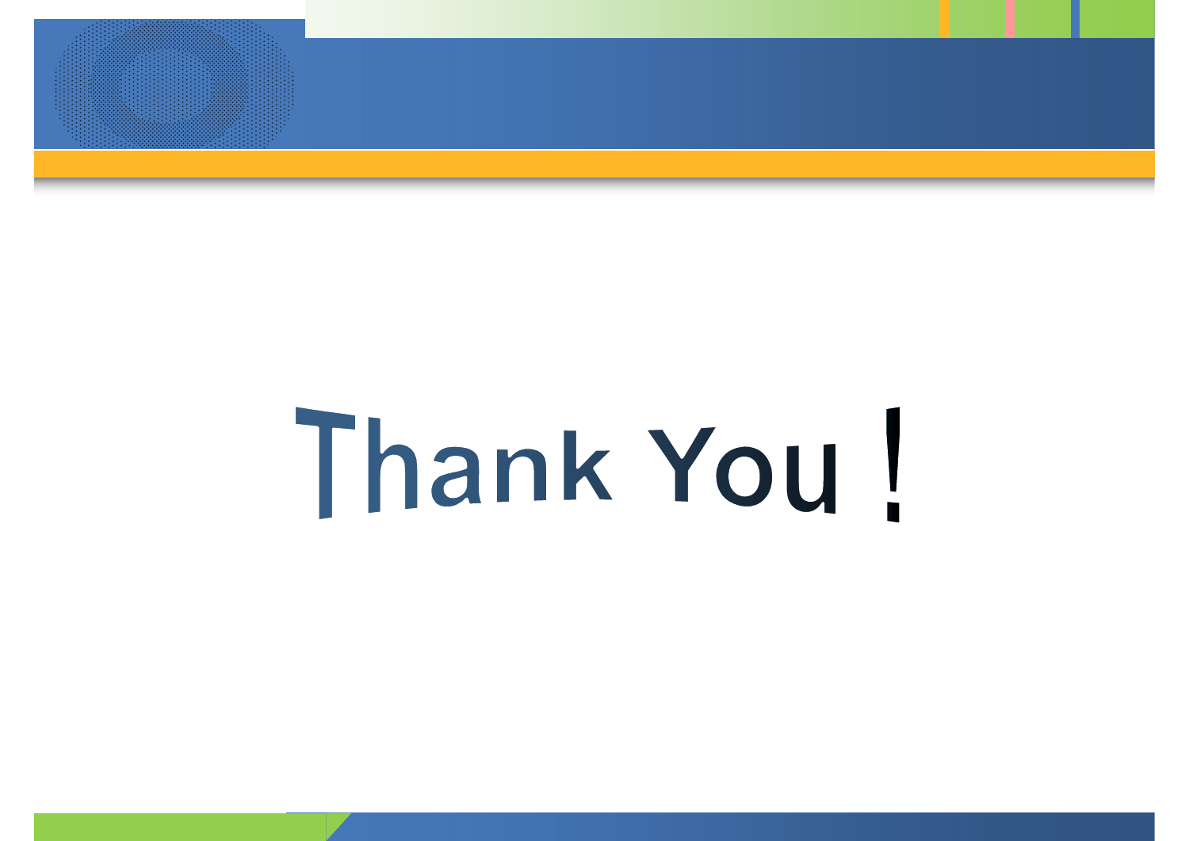# Thank You !